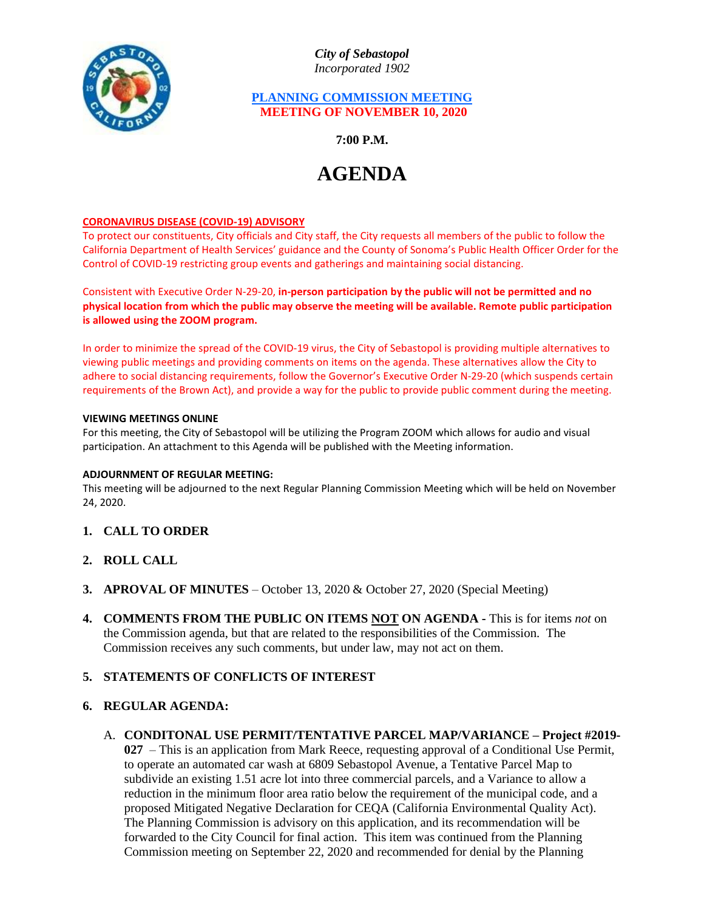*City of Sebastopol*
*Incorporated 1902*

**PLANNING COMMISSION MEETING**
**MEETING OF NOVEMBER 10, 2020**

**7:00 P.M.**

# AGENDA

**CORONAVIRUS DISEASE (COVID-19) ADVISORY**
To protect our constituents, City officials and City staff, the City requests all members of the public to follow the California Department of Health Services' guidance and the County of Sonoma's Public Health Officer Order for the Control of COVID-19 restricting group events and gatherings and maintaining social distancing.

Consistent with Executive Order N-29-20, **in-person participation by the public will not be permitted and no physical location from which the public may observe the meeting will be available. Remote public participation is allowed using the ZOOM program.**

In order to minimize the spread of the COVID-19 virus, the City of Sebastopol is providing multiple alternatives to viewing public meetings and providing comments on items on the agenda. These alternatives allow the City to adhere to social distancing requirements, follow the Governor's Executive Order N-29-20 (which suspends certain requirements of the Brown Act), and provide a way for the public to provide public comment during the meeting.

**VIEWING MEETINGS ONLINE**
For this meeting, the City of Sebastopol will be utilizing the Program ZOOM which allows for audio and visual participation. An attachment to this Agenda will be published with the Meeting information.

**ADJOURNMENT OF REGULAR MEETING:**
This meeting will be adjourned to the next Regular Planning Commission Meeting which will be held on November 24, 2020.

1. **CALL TO ORDER**

2. **ROLL CALL**

3. **APROVAL OF MINUTES** – October 13, 2020 & October 27, 2020 (Special Meeting)

4. **COMMENTS FROM THE PUBLIC ON ITEMS NOT ON AGENDA -** This is for items *not* on the Commission agenda, but that are related to the responsibilities of the Commission. The Commission receives any such comments, but under law, may not act on them.

5. **STATEMENTS OF CONFLICTS OF INTEREST**

6. **REGULAR AGENDA:**

   A. **CONDITONAL USE PERMIT/TENTATIVE PARCEL MAP/VARIANCE – Project #2019-027** – This is an application from Mark Reece, requesting approval of a Conditional Use Permit, to operate an automated car wash at 6809 Sebastopol Avenue, a Tentative Parcel Map to subdivide an existing 1.51 acre lot into three commercial parcels, and a Variance to allow a reduction in the minimum floor area ratio below the requirement of the municipal code, and a proposed Mitigated Negative Declaration for CEQA (California Environmental Quality Act). The Planning Commission is advisory on this application, and its recommendation will be forwarded to the City Council for final action. This item was continued from the Planning Commission meeting on September 22, 2020 and recommended for denial by the Planning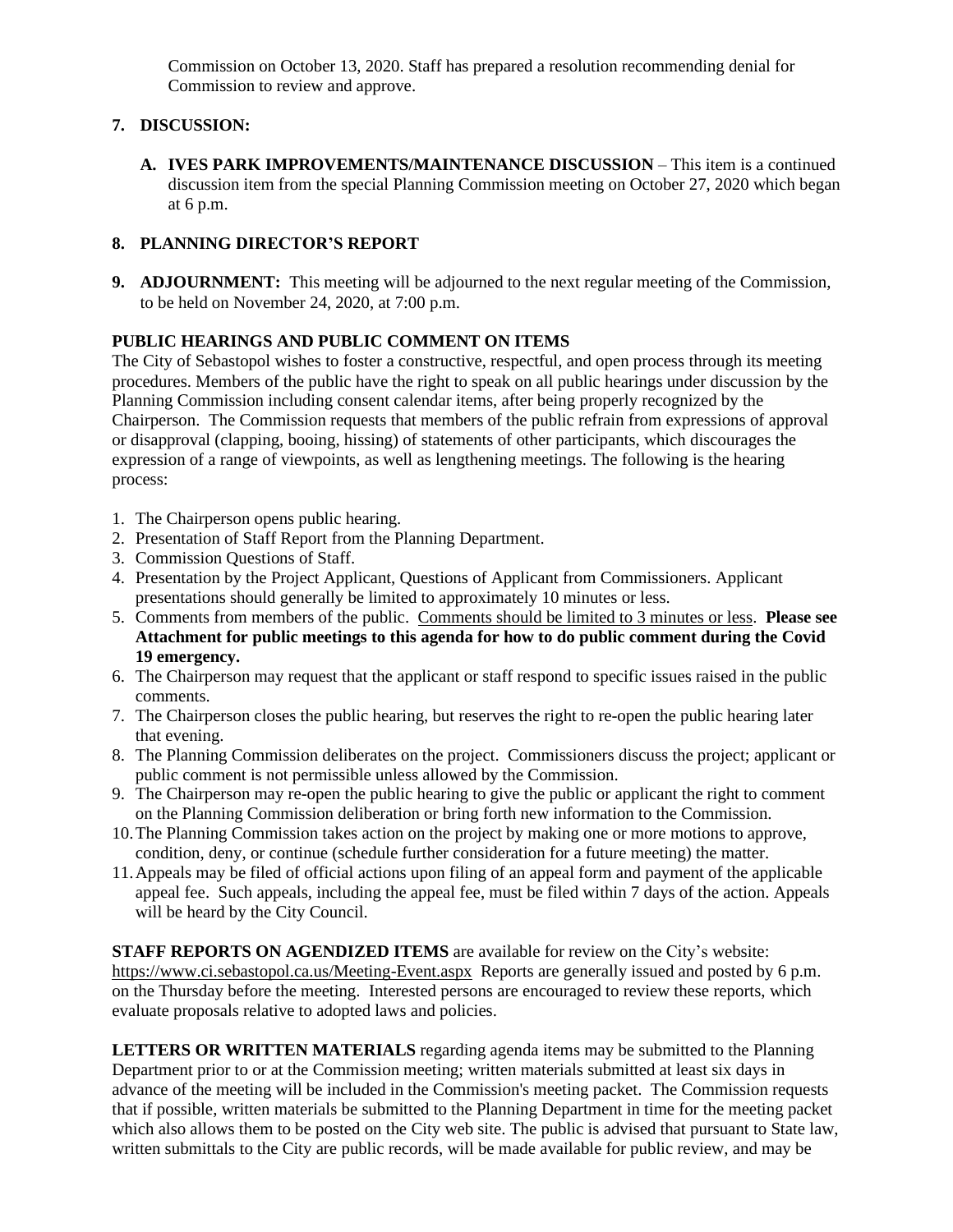Commission on October 13, 2020. Staff has prepared a resolution recommending denial for Commission to review and approve.

**7. DISCUSSION:**

**A. IVES PARK IMPROVEMENTS/MAINTENANCE DISCUSSION** – This item is a continued discussion item from the special Planning Commission meeting on October 27, 2020 which began at 6 p.m.

**8. PLANNING DIRECTOR'S REPORT**

**9. ADJOURNMENT:** This meeting will be adjourned to the next regular meeting of the Commission, to be held on November 24, 2020, at 7:00 p.m.

**PUBLIC HEARINGS AND PUBLIC COMMENT ON ITEMS**

The City of Sebastopol wishes to foster a constructive, respectful, and open process through its meeting procedures. Members of the public have the right to speak on all public hearings under discussion by the Planning Commission including consent calendar items, after being properly recognized by the Chairperson. The Commission requests that members of the public refrain from expressions of approval or disapproval (clapping, booing, hissing) of statements of other participants, which discourages the expression of a range of viewpoints, as well as lengthening meetings. The following is the hearing process:

1. The Chairperson opens public hearing.
2. Presentation of Staff Report from the Planning Department.
3. Commission Questions of Staff.
4. Presentation by the Project Applicant, Questions of Applicant from Commissioners. Applicant presentations should generally be limited to approximately 10 minutes or less.
5. Comments from members of the public. Comments should be limited to 3 minutes or less. **Please see Attachment for public meetings to this agenda for how to do public comment during the Covid 19 emergency.**
6. The Chairperson may request that the applicant or staff respond to specific issues raised in the public comments.
7. The Chairperson closes the public hearing, but reserves the right to re-open the public hearing later that evening.
8. The Planning Commission deliberates on the project. Commissioners discuss the project; applicant or public comment is not permissible unless allowed by the Commission.
9. The Chairperson may re-open the public hearing to give the public or applicant the right to comment on the Planning Commission deliberation or bring forth new information to the Commission.
10. The Planning Commission takes action on the project by making one or more motions to approve, condition, deny, or continue (schedule further consideration for a future meeting) the matter.
11. Appeals may be filed of official actions upon filing of an appeal form and payment of the applicable appeal fee. Such appeals, including the appeal fee, must be filed within 7 days of the action. Appeals will be heard by the City Council.

**STAFF REPORTS ON AGENDIZED ITEMS** are available for review on the City's website: https://www.ci.sebastopol.ca.us/Meeting-Event.aspx Reports are generally issued and posted by 6 p.m. on the Thursday before the meeting. Interested persons are encouraged to review these reports, which evaluate proposals relative to adopted laws and policies.

**LETTERS OR WRITTEN MATERIALS** regarding agenda items may be submitted to the Planning Department prior to or at the Commission meeting; written materials submitted at least six days in advance of the meeting will be included in the Commission's meeting packet. The Commission requests that if possible, written materials be submitted to the Planning Department in time for the meeting packet which also allows them to be posted on the City web site. The public is advised that pursuant to State law, written submittals to the City are public records, will be made available for public review, and may be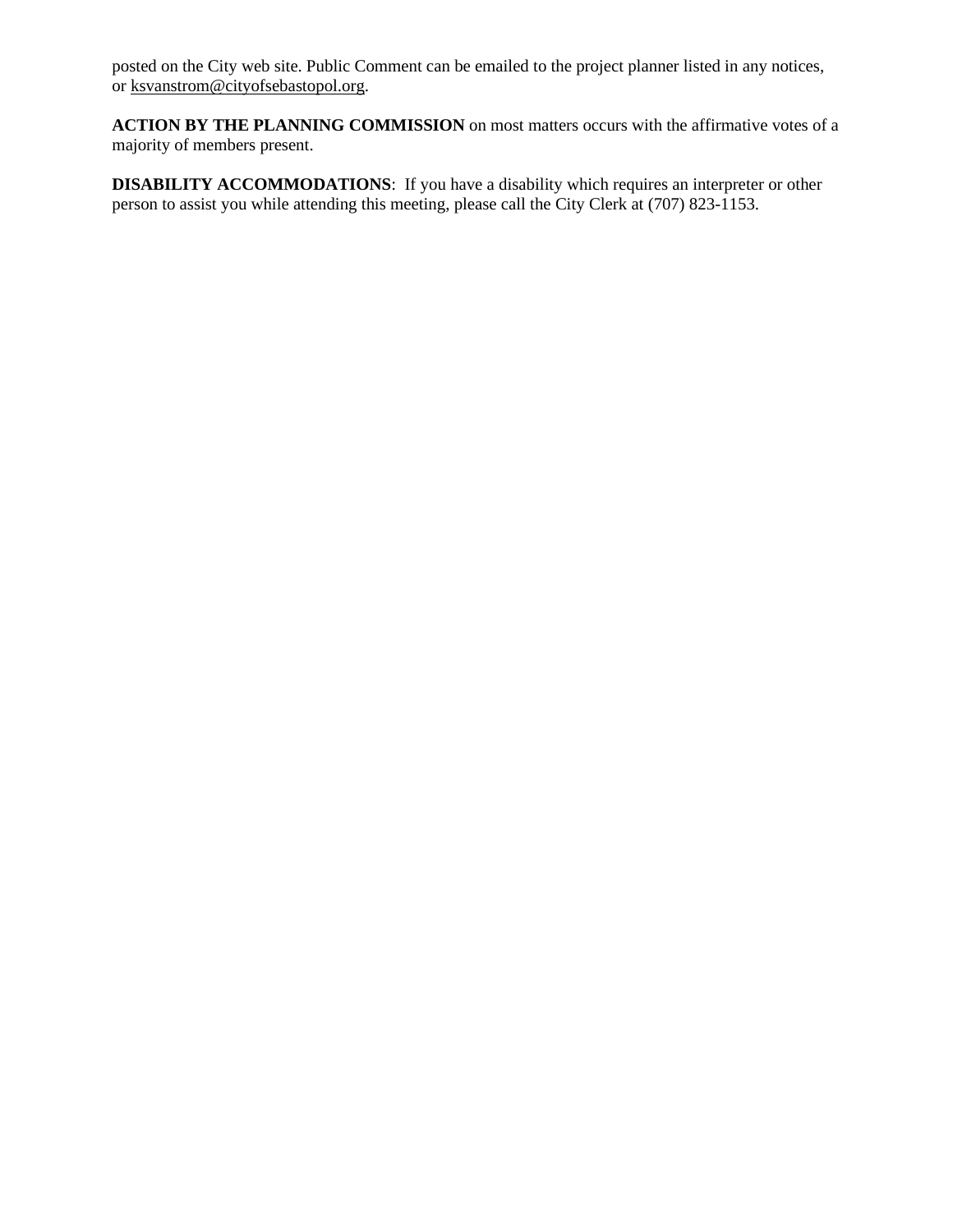posted on the City web site. Public Comment can be emailed to the project planner listed in any notices, or ksvanstrom@cityofsebastopol.org.

**ACTION BY THE PLANNING COMMISSION** on most matters occurs with the affirmative votes of a majority of members present.

**DISABILITY ACCOMMODATIONS**: If you have a disability which requires an interpreter or other person to assist you while attending this meeting, please call the City Clerk at (707) 823-1153.